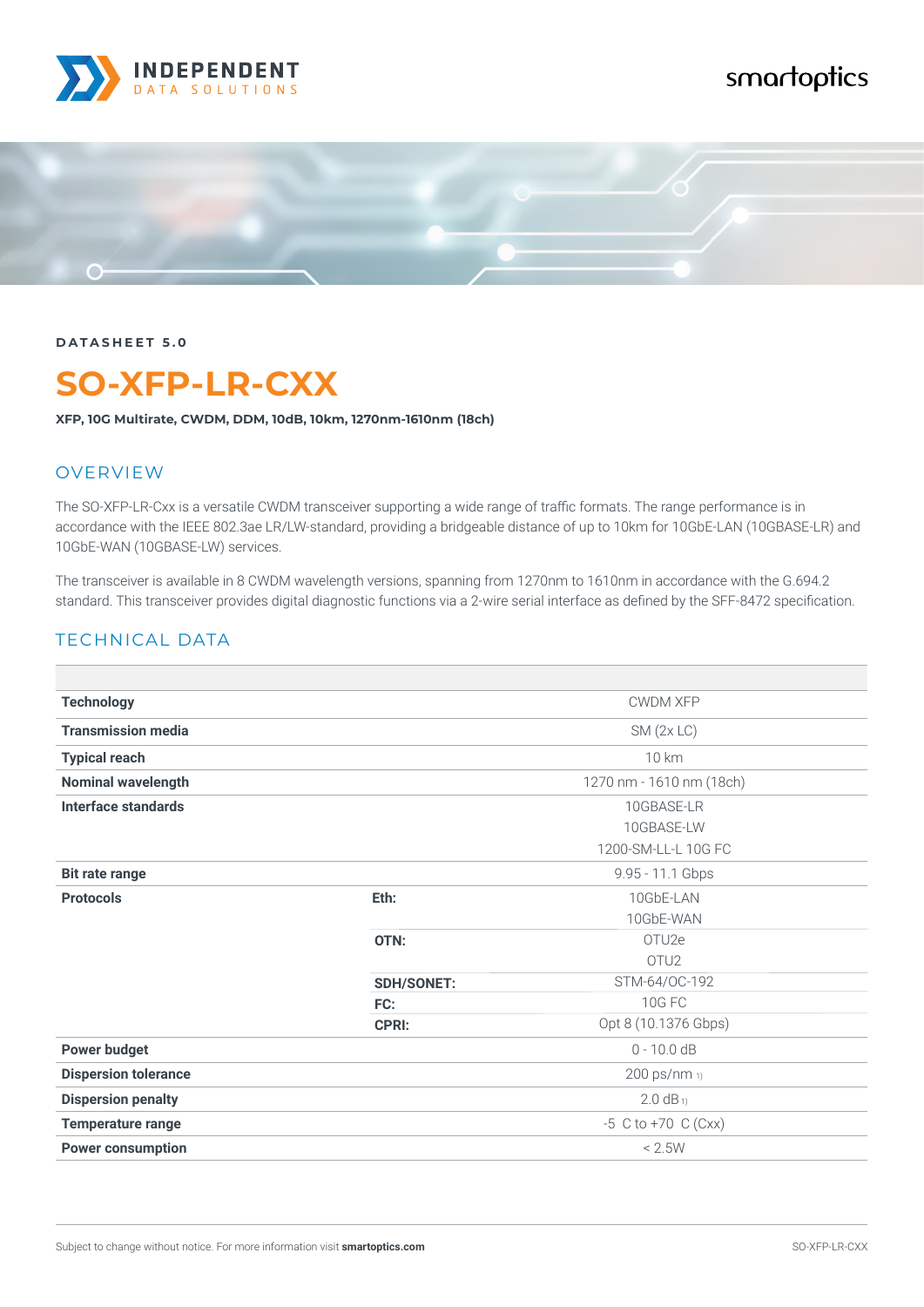DATASHEET 5.0

# SO-XFP-LR-CXX

**XFP, 10G Multirate, CWDM, DDM, 10dB, 10km, 1270nm-1610nm (18ch)**

## OVERVIEW

The SO-XFP-LR-Cxx is a versatile CWDM transceiver supporting a wide range of traffic formats. The range performance is in accordance with the IEEE 802.3ae LR/LW-standard, providing a bridgeable distance of up to 10km for 10GbE-LAN (10GBASE-LR) and 10GbE-WAN (10GBASE-LW) services.

The transceiver is available in 8 CWDM wavelength versions, spanning from 1270nm to 1610nm in accordance with the G.694.2 standard. This transceiver provides digital diagnostic functions via a 2-wire serial interface as defined by the SFF-8472 specification.

## TECHNICAL DATA

| | | |
|---|---|---|
| **Technology** | | CWDM XFP |
| **Transmission media** | | SM (2x LC) |
| **Typical reach** | | 10 km |
| **Nominal wavelength** | | 1270 nm - 1610 nm (18ch) |
| **Interface standards** | | 10GBASE-LR<br>10GBASE-LW<br>1200-SM-LL-L 10G FC |
| **Bit rate range** | | 9.95 - 11.1 Gbps |
| **Protocols** | **Eth:** | 10GbE-LAN<br>10GbE-WAN |
| | **OTN:** | OTU2e<br>OTU2 |
| | **SDH/SONET:** | STM-64/OC-192 |
| | **FC:** | 10G FC |
| | **CPRI:** | Opt 8 (10.1376 Gbps) |
| **Power budget** | | 0 - 10.0 dB |
| **Dispersion tolerance** | | 200 ps/nm 1) |
| **Dispersion penalty** | | 2.0 dB 1) |
| **Temperature range** | | -5 C to +70 C (Cxx) |
| **Power consumption** | | < 2.5W |

Subject to change without notice. For more information visit **smartoptics.com**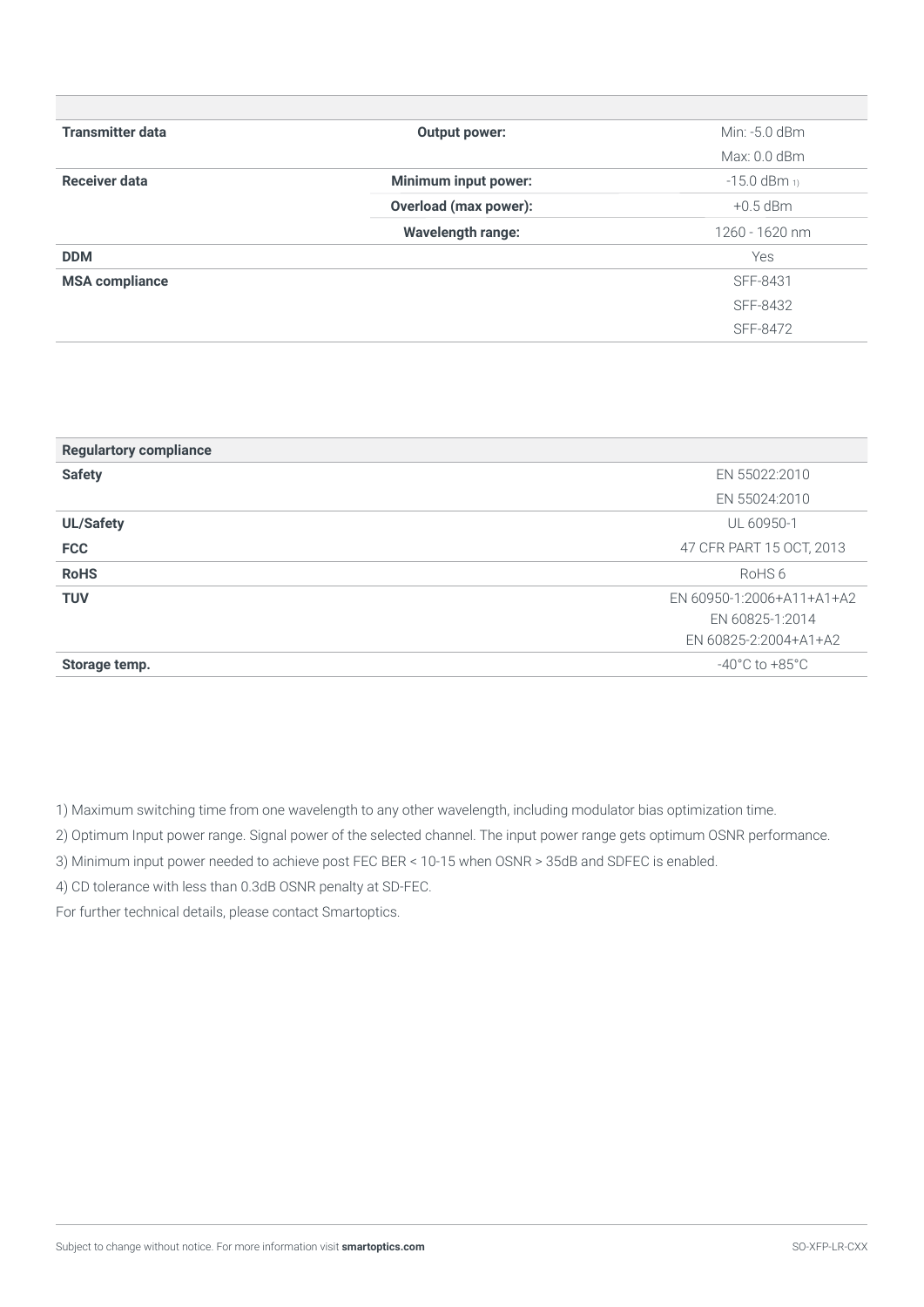| | | |
|---|---|---|
| **Transmitter data** | **Output power:** | Min: -5.0 dBm |
| | | Max: 0.0 dBm |
| **Receiver data** | **Minimum input power:** | -15.0 dBm 1) |
| | **Overload (max power):** | +0.5 dBm |
| | **Wavelength range:** | 1260 - 1620 nm |
| **DDM** | | Yes |
| **MSA compliance** | | SFF-8431 |
| | | SFF-8432 |
| | | SFF-8472 |

| **Regulartory compliance** | |
|---|---|
| **Safety** | EN 55022:2010 |
| | EN 55024:2010 |
| **UL/Safety** | UL 60950-1 |
| **FCC** | 47 CFR PART 15 OCT, 2013 |
| **RoHS** | RoHS 6 |
| **TUV** | EN 60950-1:2006+A11+A1+A2<br>EN 60825-1:2014<br>EN 60825-2:2004+A1+A2 |
| **Storage temp.** | -40°C to +85°C |

1) Maximum switching time from one wavelength to any other wavelength, including modulator bias optimization time.

2) Optimum Input power range. Signal power of the selected channel. The input power range gets optimum OSNR performance.

3) Minimum input power needed to achieve post FEC BER < 10-15 when OSNR > 35dB and SDFEC is enabled.

4) CD tolerance with less than 0.3dB OSNR penalty at SD-FEC.

For further technical details, please contact Smartoptics.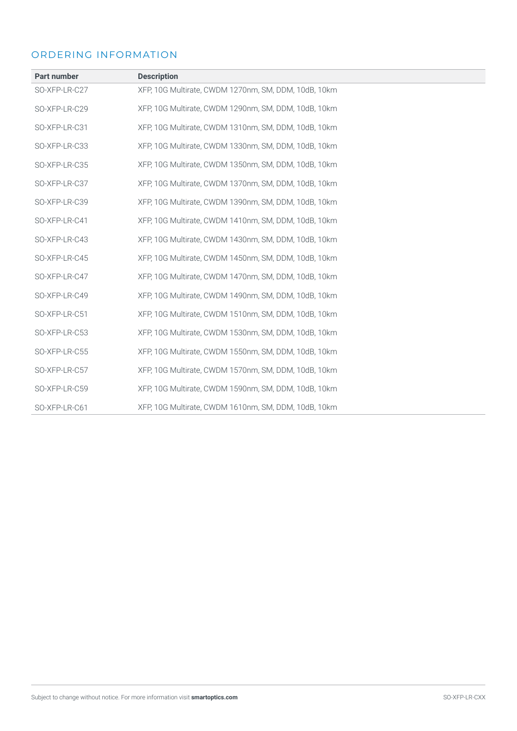## ORDERING INFORMATION

| Part number | Description |
|---|---|
| SO-XFP-LR-C27 | XFP, 10G Multirate, CWDM 1270nm, SM, DDM, 10dB, 10km |
| SO-XFP-LR-C29 | XFP, 10G Multirate, CWDM 1290nm, SM, DDM, 10dB, 10km |
| SO-XFP-LR-C31 | XFP, 10G Multirate, CWDM 1310nm, SM, DDM, 10dB, 10km |
| SO-XFP-LR-C33 | XFP, 10G Multirate, CWDM 1330nm, SM, DDM, 10dB, 10km |
| SO-XFP-LR-C35 | XFP, 10G Multirate, CWDM 1350nm, SM, DDM, 10dB, 10km |
| SO-XFP-LR-C37 | XFP, 10G Multirate, CWDM 1370nm, SM, DDM, 10dB, 10km |
| SO-XFP-LR-C39 | XFP, 10G Multirate, CWDM 1390nm, SM, DDM, 10dB, 10km |
| SO-XFP-LR-C41 | XFP, 10G Multirate, CWDM 1410nm, SM, DDM, 10dB, 10km |
| SO-XFP-LR-C43 | XFP, 10G Multirate, CWDM 1430nm, SM, DDM, 10dB, 10km |
| SO-XFP-LR-C45 | XFP, 10G Multirate, CWDM 1450nm, SM, DDM, 10dB, 10km |
| SO-XFP-LR-C47 | XFP, 10G Multirate, CWDM 1470nm, SM, DDM, 10dB, 10km |
| SO-XFP-LR-C49 | XFP, 10G Multirate, CWDM 1490nm, SM, DDM, 10dB, 10km |
| SO-XFP-LR-C51 | XFP, 10G Multirate, CWDM 1510nm, SM, DDM, 10dB, 10km |
| SO-XFP-LR-C53 | XFP, 10G Multirate, CWDM 1530nm, SM, DDM, 10dB, 10km |
| SO-XFP-LR-C55 | XFP, 10G Multirate, CWDM 1550nm, SM, DDM, 10dB, 10km |
| SO-XFP-LR-C57 | XFP, 10G Multirate, CWDM 1570nm, SM, DDM, 10dB, 10km |
| SO-XFP-LR-C59 | XFP, 10G Multirate, CWDM 1590nm, SM, DDM, 10dB, 10km |
| SO-XFP-LR-C61 | XFP, 10G Multirate, CWDM 1610nm, SM, DDM, 10dB, 10km |

Subject to change without notice. For more information visit **smartoptics.com**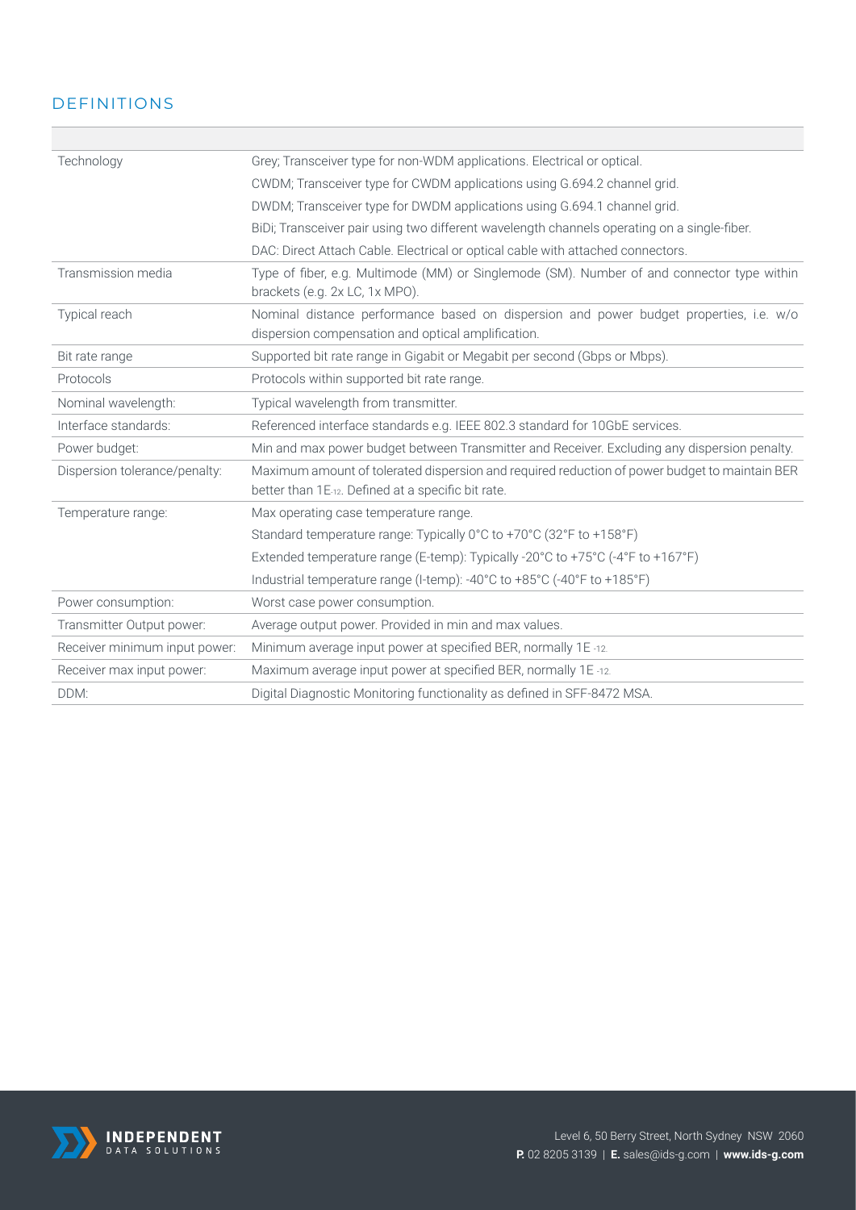## DEFINITIONS

| | |
|---|---|
| Technology | Grey; Transceiver type for non-WDM applications. Electrical or optical. |
| | CWDM; Transceiver type for CWDM applications using G.694.2 channel grid. |
| | DWDM; Transceiver type for DWDM applications using G.694.1 channel grid. |
| | BiDi; Transceiver pair using two different wavelength channels operating on a single-fiber. |
| | DAC: Direct Attach Cable. Electrical or optical cable with attached connectors. |
| Transmission media | Type of fiber, e.g. Multimode (MM) or Singlemode (SM). Number of and connector type within brackets (e.g. 2x LC, 1x MPO). |
| Typical reach | Nominal distance performance based on dispersion and power budget properties, i.e. w/o dispersion compensation and optical amplification. |
| Bit rate range | Supported bit rate range in Gigabit or Megabit per second (Gbps or Mbps). |
| Protocols | Protocols within supported bit rate range. |
| Nominal wavelength: | Typical wavelength from transmitter. |
| Interface standards: | Referenced interface standards e.g. IEEE 802.3 standard for 10GbE services. |
| Power budget: | Min and max power budget between Transmitter and Receiver. Excluding any dispersion penalty. |
| Dispersion tolerance/penalty: | Maximum amount of tolerated dispersion and required reduction of power budget to maintain BER better than $1E_{-12}$. Defined at a specific bit rate. |
| Temperature range: | Max operating case temperature range. |
| | Standard temperature range: Typically 0°C to +70°C (32°F to +158°F) |
| | Extended temperature range (E-temp): Typically -20°C to +75°C (-4°F to +167°F) |
| | Industrial temperature range (I-temp): -40°C to +85°C (-40°F to +185°F) |
| Power consumption: | Worst case power consumption. |
| Transmitter Output power: | Average output power. Provided in min and max values. |
| Receiver minimum input power: | Minimum average input power at specified BER, normally $1E_{-12}$. |
| Receiver max input power: | Maximum average input power at specified BER, normally $1E_{-12}$. |
| DDM: | Digital Diagnostic Monitoring functionality as defined in SFF-8472 MSA. |

INDEPENDENT DATA SOLUTIONS

Level 6, 50 Berry Street, North Sydney NSW 2060
**P.** 02 8205 3139 | **E.** sales@ids-g.com | **www.ids-g.com**